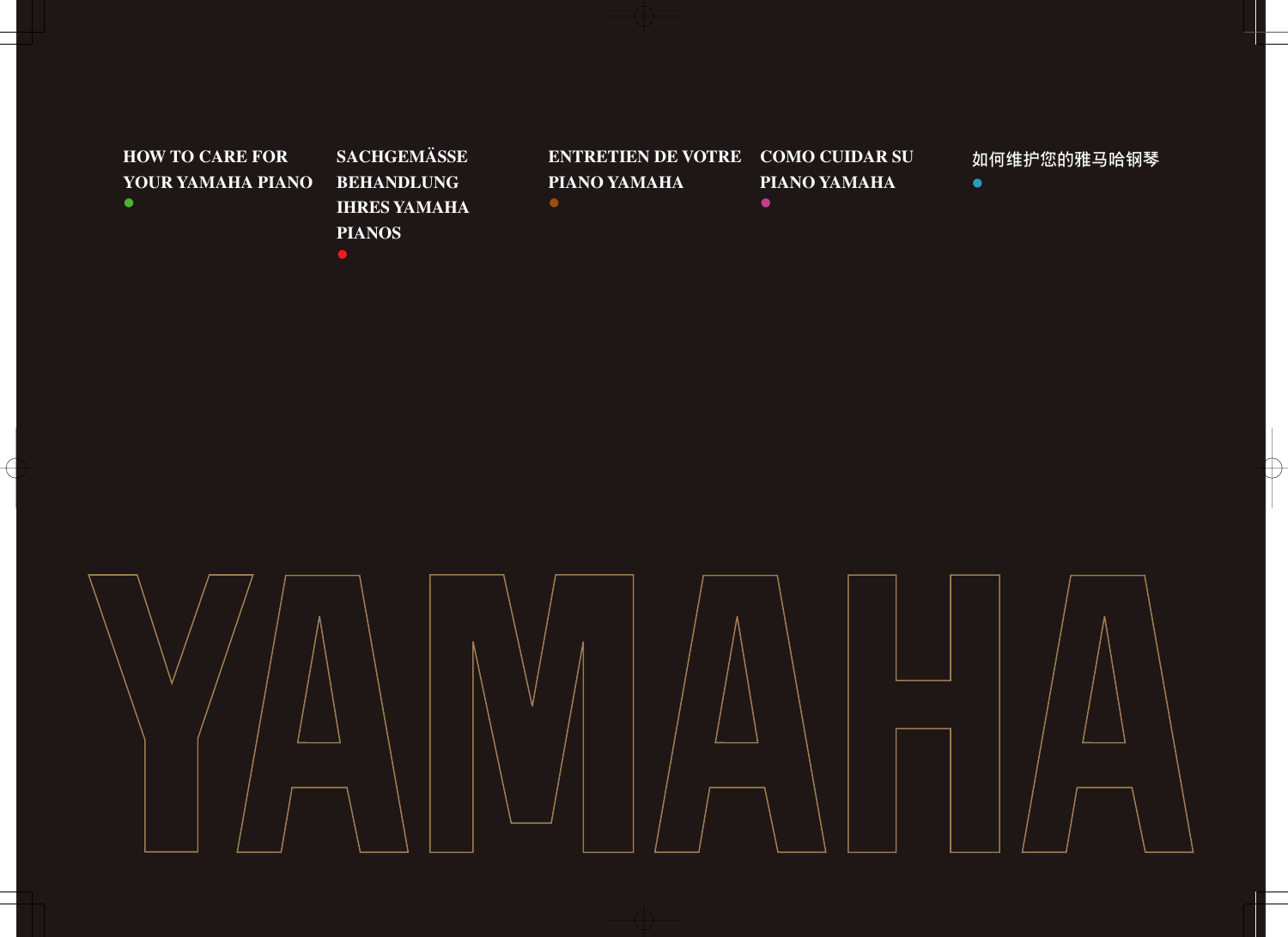**HOW TO CARE FOR YOUR YAMAHA PIANO**

**SACHGEMÄSSE BEHANDLUNG IHRES YAMAHA PIANOS**

**ENTRETIEN DE VOTRE PIANO YAMAHA**

**COMO CUIDAR SU PIANO YAMAHA**

**如何维护您的雅马哈钢琴**

YAMAHA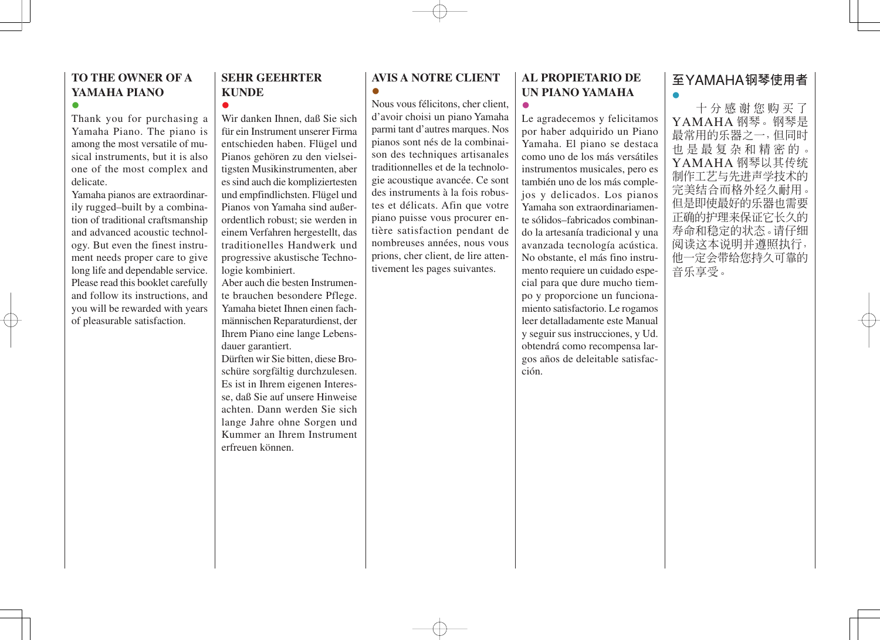## TO THE OWNER OF A YAMAHA PIANO

●

Thank you for purchasing a Yamaha Piano. The piano is among the most versatile of musical instruments, but it is also one of the most complex and delicate.
Yamaha pianos are extraordinarily rugged–built by a combination of traditional craftsmanship and advanced acoustic technology. But even the finest instrument needs proper care to give long life and dependable service. Please read this booklet carefully and follow its instructions, and you will be rewarded with years of pleasurable satisfaction.

## SEHR GEEHRTER KUNDE

●

Wir danken Ihnen, daß Sie sich für ein Instrument unserer Firma entschieden haben. Flügel und Pianos gehören zu den vielseitigsten Musikinstrumenten, aber es sind auch die kompliziertesten und empfindlichsten. Flügel und Pianos von Yamaha sind außerordentlich robust; sie werden in einem Verfahren hergestellt, das traditionelles Handwerk und progressive akustische Technologie kombiniert.
Aber auch die besten Instrumente brauchen besondere Pflege. Yamaha bietet Ihnen einen fachmännischen Reparaturdienst, der Ihrem Piano eine lange Lebensdauer garantiert.
Dürften wir Sie bitten, diese Broschüre sorgfältig durchzulesen. Es ist in Ihrem eigenen Interesse, daß Sie auf unsere Hinweise achten. Dann werden Sie sich lange Jahre ohne Sorgen und Kummer an Ihrem Instrument erfreuen können.

## AVIS A NOTRE CLIENT

●

Nous vous félicitons, cher client, d'avoir choisi un piano Yamaha parmi tant d'autres marques. Nos pianos sont nés de la combinaison des techniques artisanales traditionnelles et de la technologie acoustique avancée. Ce sont des instruments à la fois robustes et délicats. Afin que votre piano puisse vous procurer entière satisfaction pendant de nombreuses années, nous vous prions, cher client, de lire attentivement les pages suivantes.

## AL PROPIETARIO DE UN PIANO YAMAHA

●

Le agradecemos y felicitamos por haber adquirido un Piano Yamaha. El piano se destaca como uno de los más versátiles instrumentos musicales, pero es también uno de los más complejos y delicados. Los pianos Yamaha son extraordinariamente sólidos–fabricados combinando la artesanía tradicional y una avanzada tecnología acústica. No obstante, el más fino instrumento requiere un cuidado especial para que dure mucho tiempo y proporcione un funcionamiento satisfactorio. Le rogamos leer detalladamente este Manual y seguir sus instrucciones, y Ud. obtendrá como recompensa largos años de deleitable satisfacción.

## 至YAMAHA钢琴使用者

●

十分感谢您购买了YAMAHA钢琴。钢琴是最常用的乐器之一，但同时也是最复杂和精密的。YAMAHA钢琴以其传统制作工艺与先进声学技术的完美结合而格外经久耐用。但是即使最好的乐器也需要正确的护理来保证它长久的寿命和稳定的状态。请仔细阅读这本说明并遵照执行，他一定会带给您持久可靠的音乐享受。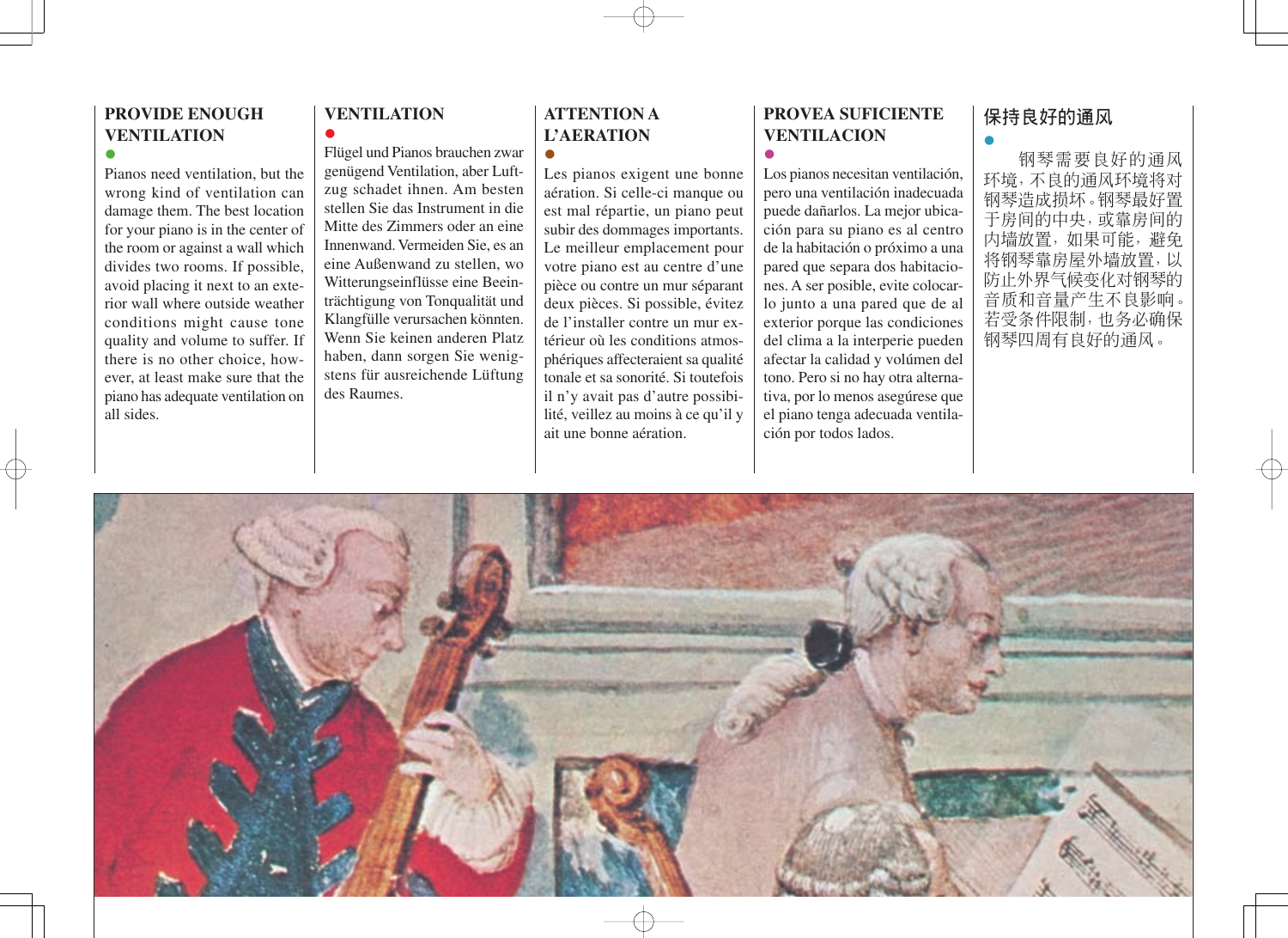## PROVIDE ENOUGH VENTILATION

Pianos need ventilation, but the wrong kind of ventilation can damage them. The best location for your piano is in the center of the room or against a wall which divides two rooms. If possible, avoid placing it next to an exterior wall where outside weather conditions might cause tone quality and volume to suffer. If there is no other choice, however, at least make sure the piano has adequate ventilation on all sides.

## VENTILATION

Flügel und Pianos brauchen zwar genügend Ventilation, aber Luftzug schadet ihnen. Am besten stellen Sie das Instrument in die Mitte des Zimmers oder an eine Innenwand. Vermeiden Sie, es an eine Außenwand zu stellen, wo Witterungseinflüsse eine Beeinträchtigung von Tonqualität und Klangfülle verursachen könnten. Wenn Sie keinen anderen Platz haben, dann sorgen Sie wenigstens für ausreichende Lüftung des Raumes.

## ATTENTION A L'AERATION

Les pianos exigent une bonne aération. Si celle-ci manque ou est mal répartie, un piano peut subir des dommages importants. Le meilleur emplacement pour votre piano est au centre d'une pièce ou contre un mur séparant deux pièces. Si possible, évitez de l'installer contre un mur extérieur où les conditions atmosphériques affecteraient sa qualité tonale et sa sonorité. Si toutefois il n'y avait pas d'autre possibilité, veillez au moins à ce qu'il y ait une bonne aération.

## PROVEA SUFICIENTE VENTILACION

Los pianos necesitan ventilación, pero una ventilación inadecuada puede dañarlos. La mejor ubicación para su piano es al centro de la habitación o próximo a una pared que separa dos habitaciones. A ser posible, evite colocarlo junto a una pared que de al exterior porque las condiciones del clima a la interperie pueden afectar la calidad y volúmen del tono. Pero si no hay otra alternativa, por lo menos asegúrese que el piano tenga adecuada ventilación por todos lados.

## 保持良好的通风

钢琴需要良好的通风环境，不良的通风环境将对钢琴造成损坏。钢琴最好置于房间的中央，或靠房间的内墙放置，如果可能，避免将钢琴靠房屋外墙放置，以防止外界气候变化对钢琴的音质和音量产生不良影响。若受条件限制，也务必确保钢琴四周有良好的通风。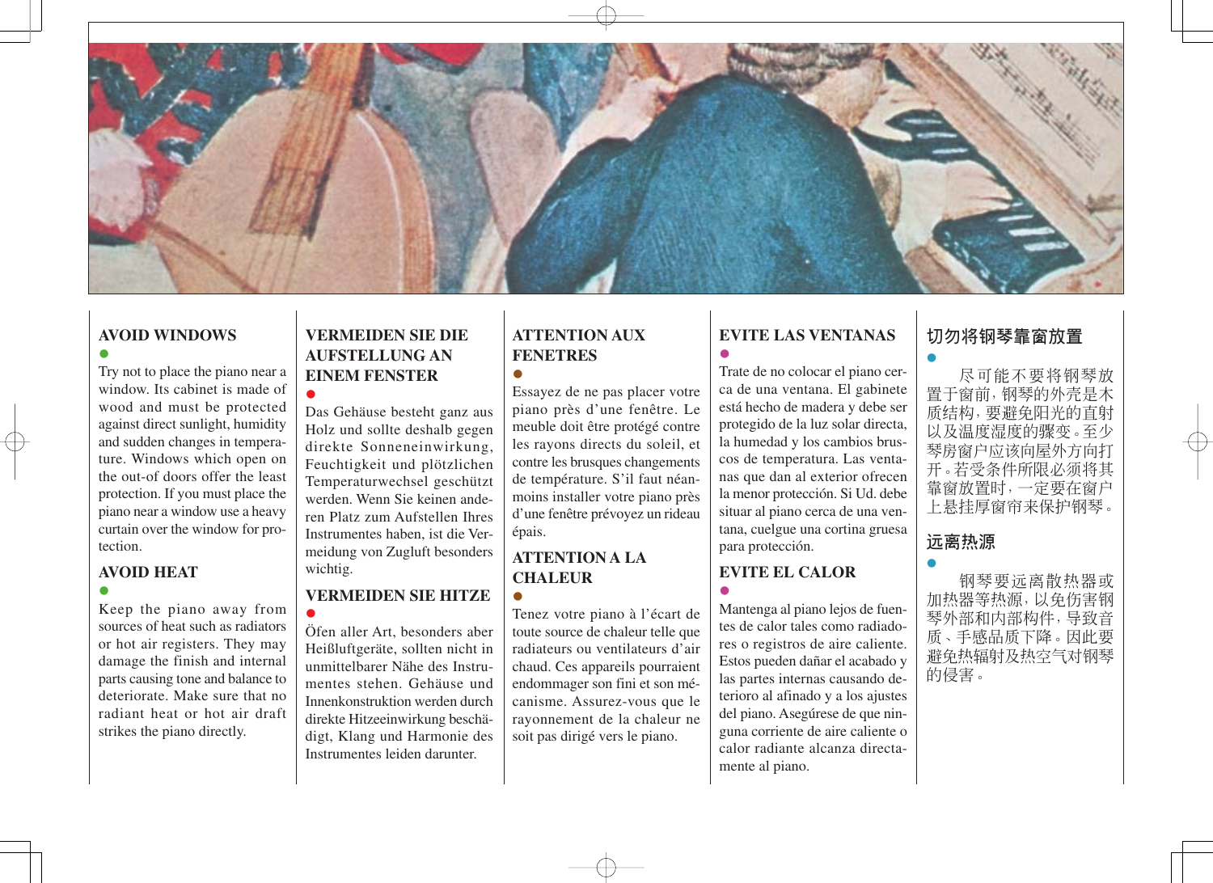## AVOID WINDOWS

Try not to place the piano near a window. Its cabinet is made of wood and must be protected against direct sunlight, humidity and sudden changes in temperature. Windows which open on the out-of doors offer the least protection. If you must place the piano near a window use a heavy curtain over the window for protection.

## AVOID HEAT

Keep the piano away from sources of heat such as radiators or hot air registers. They may damage the finish and internal parts causing tone and balance to deteriorate. Make sure that no radiant heat or hot air draft strikes the piano directly.

## VERMEIDEN SIE DIE AUFSTELLUNG AN EINEM FENSTER

Das Gehäuse besteht ganz aus Holz und sollte deshalb gegen direkte Sonneneinwirkung, Feuchtigkeit und plötzlichen Temperaturwechsel geschützt werden. Wenn Sie keinen anderen Platz zum Aufstellen Ihres Instrumentes haben, ist die Vermeidung von Zugluft besonders wichtig.

## VERMEIDEN SIE HITZE

Öfen aller Art, besonders aber Heißluftgeräte, sollten nicht in unmittelbarer Nähe des Instrumentes stehen. Gehäuse und Innenkonstruktion werden durch direkte Hitzeeinwirkung beschädigt, Klang und Harmonie des Instrumentes leiden darunter.

## ATTENTION AUX FENETRES

Essayez de ne pas placer votre piano près d'une fenêtre. Le meuble doit être protégé contre les rayons directs du soleil, et contre les brusques changements de température. S'il faut néanmoins installer votre piano près d'une fenêtre prévoyez un rideau épais.

## ATTENTION A LA CHALEUR

Tenez votre piano à l'écart de toute source de chaleur telle que radiateurs ou ventilateurs d'air chaud. Ces appareils pourraient endommager son fini et son mécanisme. Assurez-vous que le rayonnement de la chaleur ne soit pas dirigé vers le piano.

## EVITE LAS VENTANAS

Trate de no colocar el piano cerca de una ventana. El gabinete está hecho de madera y debe ser protegido de la luz solar directa, la humedad y los cambios bruscos de temperatura. Las ventanas que dan al exterior ofrecen la menor protección. Si Ud. debe situar al piano cerca de una ventana, cuelgue una cortina gruesa para protección.

## EVITE EL CALOR

Mantenga al piano lejos de fuentes de calor tales como radiadores o registros de aire caliente. Estos pueden dañar el acabado y las partes internas causando deterioro al afinado y a los ajustes del piano. Asegúrese de que ninguna corriente de aire caliente o calor radiante alcanza directamente al piano.

## 切勿将钢琴靠窗放置

尽可能不要将钢琴放置于窗前，钢琴的外壳是木质结构，要避免阳光的直射以及温度湿度的骤变。至少琴房窗户应该向屋外方向打开。若受条件所限必须将其靠窗放置时，一定要在窗户上悬挂厚窗帘来保护钢琴。

## 远离热源

钢琴要远离散热器或加热器等热源，以免伤害钢琴外部和内部构件，导致音质、手感品质下降。因此要避免热辐射及热空气对钢琴的侵害。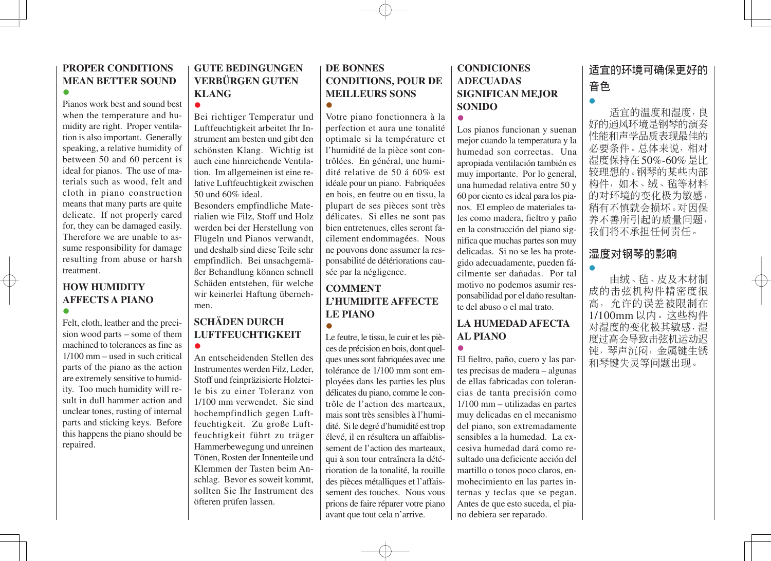## PROPER CONDITIONS MEAN BETTER SOUND

●

Pianos work best and sound best when the temperature and humidity are right. Proper ventilation is also important. Generally speaking, a relative humidity of between 50 and 60 percent is ideal for pianos. The use of materials such as wood, felt and cloth in piano construction means that many parts are quite delicate. If not properly cared for, they can be damaged easily. Therefore we are unable to assume responsibility for damage resulting from abuse or harsh treatment.

## HOW HUMIDITY AFFECTS A PIANO

●

Felt, cloth, leather and the precision wood parts – some of them machined to tolerances as fine as 1/100 mm – used in such critical parts of the piano as the action are extremely sensitive to humidity. Too much humidity will result in dull hammer action and unclear tones, rusting of internal parts and sticking keys. Before this happens the piano should be repaired.

## GUTE BEDINGUNGEN VERBÜRGEN GUTEN KLANG

●

Bei richtiger Temperatur und Luftfeuchtigkeit arbeitet Ihr Instrument am besten und gibt den schönsten Klang. Wichtig ist auch eine hinreichende Ventilation. Im allgemeinen ist eine relative Luftfeuchtigkeit zwischen 50 und 60% ideal.

Besonders empfindliche Materialien wie Filz, Stoff und Holz werden bei der Herstellung von Flügeln und Pianos verwandt, und deshalb sind diese Teile sehr empfindlich. Bei unsachgemäßer Behandlung können schnell Schäden entstehen, für welche wir keinerlei Haftung übernehmen.

## SCHÄDEN DURCH LUFTFEUCHTIGKEIT

●

An entscheidenden Stellen des Instrumentes werden Filz, Leder, Stoff und feinpräzisierte Holzteile bis zu einer Toleranz von 1/100 mm verwendet. Sie sind hochempfindlich gegen Luftfeuchtigkeit. Zu große Luftfeuchtigkeit führt zu träger Hammerbewegung und unreinen Tönen, Rosten der Innenteile und Klemmen der Tasten beim Anschlag. Bevor es soweit kommt, sollten Sie Ihr Instrument des öfteren prüfen lassen.

## DE BONNES CONDITIONS, POUR DE MEILLEURS SONS

●

Votre piano fonctionnera à la perfection et aura une tonalité optimale si la température et l'humidité de la pièce sont contrôlées. En général, une humidité relative de 50 á 60% est idéale pour un piano. Fabriquées en bois, en feutre ou en tissu, la plupart de ses pièces sont très délicates. Si elles ne sont pas bien entretenues, elles seront facilement endommagées. Nous ne pouvons donc assumer la responsabilité de détériorations causée par la négligence.

## COMMENT L'HUMIDITE AFFECTE LE PIANO

●

Le feutre, le tissu, le cuir et les pièces de précision en bois, dont quelques unes sont fabriquées avec une tolérance de 1/100 mm sont employées dans les parties les plus délicates du piano, comme le contrôle de l'action des marteaux, mais sont très sensibles à l'humidité. Si le degré d'humidité est trop élevé, il en résultera un affaiblissement de l'action des marteaux, qui à son tour entraînera la détérioration de la tonalité, la rouille des pièces métalliques et l'affaissement des touches. Nous vous prions de faire réparer votre piano avant que tout cela n'arrive.

## CONDICIONES ADECUADAS SIGNIFICAN MEJOR SONIDO

●

Los pianos funcionan y suenan mejor cuando la temperatura y la humedad son correctas. Una apropiada ventilación también es muy importante. Por lo general, una humedad relativa entre 50 y 60 por ciento es ideal para los pianos. El empleo de materiales tales como madera, fieltro y paño en la construcción del piano significa que muchas partes son muy delicadas. Si no se les ha protegido adecuadamente, pueden fácilmente ser dañadas. Por tal motivo no podemos asumir responsabilidad por el daño resultante del abuso o el mal trato.

## LA HUMEDAD AFECTA AL PIANO

●

El fieltro, paño, cuero y las partes precisas de madera – algunas de ellas fabricadas con tolerancias de tanta precisión como 1/100 mm – utilizadas en partes muy delicadas en el mecanismo del piano, son extremadamente sensibles a la humedad. La excesiva humedad dará como resultado una deficiente acción del martillo o tonos poco claros, enmohecimiento en las partes internas y teclas que se pegan. Antes de que esto suceda, el piano debiera ser reparado.

## 适宜的环境可确保更好的音色

●

适宜的温度和湿度，良好的通风环境是钢琴的演奏性能和声学品质表现最佳的必要条件。总体来说，相对湿度保持在50%-60%是比较理想的。钢琴的某些内部构件，如木、绒、毡等材料的对环境的变化极为敏感，稍有不慎就会损坏。对因保养不善所引起的质量问题，我们将不承担任何责任。

## 湿度对钢琴的影响

●

由绒、毡、皮及木材制成的击弦机构件精密度很高，允许的误差被限制在1/100mm以内。这些构件对湿度的变化极其敏感，湿度过高会导致击弦机运动迟钝，琴声沉闷，金属键生锈和琴键失灵等问题出现。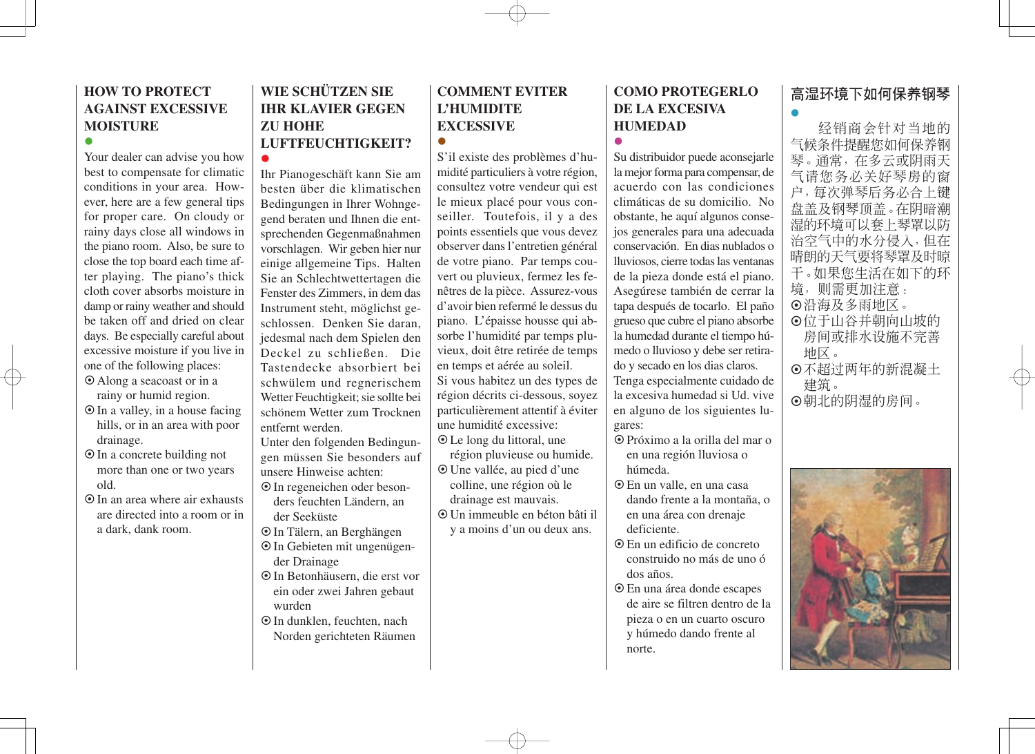## HOW TO PROTECT AGAINST EXCESSIVE MOISTURE

●

Your dealer can advise you how best to compensate for climatic conditions in your area. However, here are a few general tips for proper care. On cloudy or rainy days close all windows in the piano room. Also, be sure to close the top board each time after playing. The piano's thick cloth cover absorbs moisture in damp or rainy weather and should be taken off and dried on clear days. Be especially careful about excessive moisture if you live in one of the following places:

- ⊙ Along a seacoast or in a rainy or humid region.
- ⊙ In a valley, in a house facing hills, or in an area with poor drainage.
- ⊙ In a concrete building not more than one or two years old.
- ⊙ In an area where air exhausts are directed into a room or in a dark, dank room.

## WIE SCHÜTZEN SIE IHR KLAVIER GEGEN ZU HOHE LUFTFEUCHTIGKEIT?

●

Ihr Pianogeschäft kann Sie am besten über die klimatischen Bedingungen in Ihrer Wohngegend beraten und Ihnen die entsprechenden Gegenmaßnahmen vorschlagen. Wir geben hier nur einige allgemeine Tips. Halten Sie an Schlechtwettertagen die Fenster des Zimmers, in dem das Instrument steht, möglichst geschlossen. Denken Sie daran, jedesmal nach dem Spielen den Deckel zu schließen. Die Tastendecke absorbiert bei schwülem und regnerischem Wetter Feuchtigkeit; sie sollte bei schönem Wetter zum Trocknen entfernt werden.

Unter den folgenden Bedingungen müssen Sie besonders auf unsere Hinweise achten:

- ⊙ In regeneichen oder besonders feuchten Ländern, an der Seeküste
- ⊙ In Tälern, an Berghängen
- ⊙ In Gebieten mit ungenügender Drainage
- ⊙ In Betonhäusern, die erst vor ein oder zwei Jahren gebaut wurden
- ⊙ In dunklen, feuchten, nach Norden gerichteten Räumen

## COMMENT EVITER L'HUMIDITE EXCESSIVE

●

S'il existe des problèmes d'humidité particuliers à votre région, consultez votre vendeur qui est le mieux placé pour vous conseiller. Toutefois, il y a des points essentiels que vous devez observer dans l'entretien général de votre piano. Par temps couvert ou pluvieux, fermez les fenêtres de la pièce. Assurez-vous d'avoir bien refermé le dessus du piano. L'épaisse housse qui absorbe l'humidité par temps pluvieux, doit être retirée de temps en temps et aérée au soleil.

Si vous habitez un des types de région décrits ci-dessous, soyez particulièrement attentif à éviter une humidité excessive:

- ⊙ Le long du littoral, une région pluvieuse ou humide.
- ⊙ Une vallée, au pied d'une colline, une région où le drainage est mauvais.
- ⊙ Un immeuble en béton bâti il y a moins d'un ou deux ans.

## COMO PROTEGERLO DE LA EXCESIVA HUMEDAD

●

Su distribuidor puede aconsejarle la mejor forma para compensar, de acuerdo con las condiciones climáticas de su domicilio. No obstante, he aquí algunos consejos generales para una adecuada conservación. En dias nublados o lluviosos, cierre todas las ventanas de la pieza donde está el piano. Asegúrese también de cerrar la tapa después de tocarlo. El paño grueso que cubre el piano absorbe la humedad durante el tiempo húmedo o lluvioso y debe ser retirado y secado en los dias claros.

Tenga especialmente cuidado de la excesiva humedad si Ud. vive en alguno de los siguientes lugares:

- ⊙ Próximo a la orilla del mar o en una región lluviosa o húmeda.
- ⊙ En un valle, en una casa dando frente a la montaña, o en una área con drenaje deficiente.
- ⊙ En un edificio de concreto construido no más de uno ó dos años.
- ⊙ En una área donde escapes de aire se filtren dentro de la pieza o en un cuarto oscuro y húmedo dando frente al norte.

## 高湿环境下如何保养钢琴

●

经销商会针对当地的气候条件提醒您如何保养钢琴。通常，在多云或阴雨天气请您务必关好琴房的窗户，每次弹琴后务必合上键盘盖及钢琴顶盖。在阴暗潮湿的环境可以套上琴罩以防治空气中的水分侵入，但在晴朗的天气要将琴罩及时晾干。如果您生活在如下的环境，则需更加注意：

- ⊙沿海及多雨地区。
- ⊙位于山谷并朝向山坡的房间或排水设施不完善地区。
- ⊙不超过两年的新混凝土建筑。
- ⊙朝北的阴湿的房间。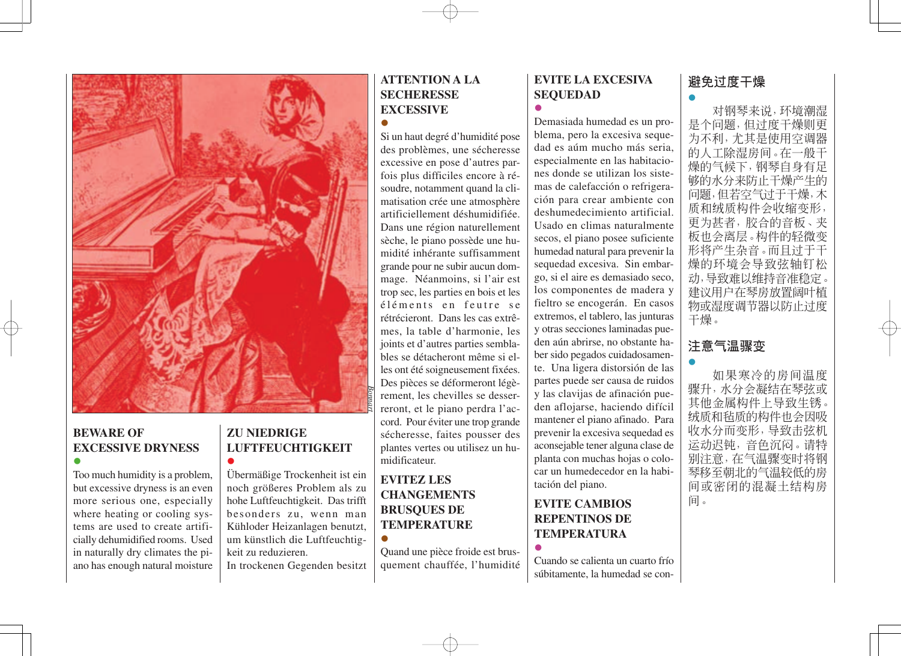## BEWARE OF EXCESSIVE DRYNESS

Too much humidity is a problem, but excessive dryness is an even more serious one, especially where heating or cooling systems are used to create artificially dehumidified rooms. Used in naturally dry climates the piano has enough natural moisture

## ZU NIEDRIGE LUFTFEUCHTIGKEIT

Übermäßige Trockenheit ist ein noch größeres Problem als zu hohe Luftfeuchtigkeit. Das trifft besonders zu, wenn man Kühloder Heizanlagen benutzt, um künstlich die Luftfeuchtigkeit zu reduzieren.

In trockenen Gegenden besitzt

## ATTENTION A LA SECHERESSE EXCESSIVE

Si un haut degré d'humidité pose des problèmes, une sécheresse excessive en pose d'autres parfois plus difficiles encore à résoudre, notamment quand la climatisation crée une atmosphère artificiellement déshumidifiée. Dans une région naturellement sèche, le piano possède une humidité inhérante suffisamment grande pour ne subir aucun dommage. Néanmoins, si l'air est trop sec, les parties en bois et les éléments en feutre se rétrécieront. Dans les cas extrêmes, la table d'harmonie, les joints et d'autres parties semblables se détacheront même si elles ont été soigneusement fixées. Des pièces se déformeront légèrement, les chevilles se desserreront, et le piano perdra l'accord. Pour éviter une trop grande sécheresse, faites pousser des plantes vertes ou utilisez un humidificateur.

## EVITEZ LES CHANGEMENTS BRUSQUES DE TEMPERATURE

Quand une pièce froide est brusquement chauffée, l'humidité

## EVITE LA EXCESIVA SEQUEDAD

Demasiada humedad es un problema, pero la excesiva sequedad es aún mucho más seria, especialmente en las habitaciones donde se utilizan los sistemas de calefacción o refrigeración para crear ambiente con deshumedecimiento artificial. Usado en climas naturalmente secos, el piano posee suficiente humedad natural para prevenir la sequedad excesiva. Sin embargo, si el aire es demasiado seco, los componentes de madera y fieltro se encogerán. En casos extremos, el tablero, las junturas y otras secciones laminadas pueden aún abrirse, no obstante haber sido pegados cuidadosamente. Una ligera distorsión de las partes puede ser causa de ruidos y las clavijas de afinación pueden aflojarse, haciendo difícil mantener el piano afinado. Para prevenir la excesiva sequedad es aconsejable tener alguna clase de planta con muchas hojas o colocar un humedecedor en la habitación del piano.

## EVITE CAMBIOS REPENTINOS DE TEMPERATURA

Cuando se calienta un cuarto frío súbitamente, la humedad se con-

## 避免过度干燥

对钢琴来说，环境潮湿是个问题，但过度干燥则更为不利，尤其是使用空调器的人工除湿房间。在一般干燥的气候下，钢琴自身有足够的水分来防止干燥产生的问题，但若空气过于干燥，木质和绒质构件会收缩变形，更为甚者，胶合的音板、夹板也会离层。构件的轻微变形将产生杂音。而且过于干燥的环境会导致弦轴钉松动，导致难以维持音准稳定。建议用户在琴房放置阔叶植物或湿度调节器以防止过度干燥。

## 注意气温骤变

如果寒冷的房间温度骤升，水分会凝结在琴弦或其他金属构件上导致生锈。绒质和毡质的构件也会因吸收水分而变形，导致击弦机运动迟钝，音色沉闷。请特别注意，在气温骤变时将钢琴移至朝北的气温较低的房间或密闭的混凝土结构房间。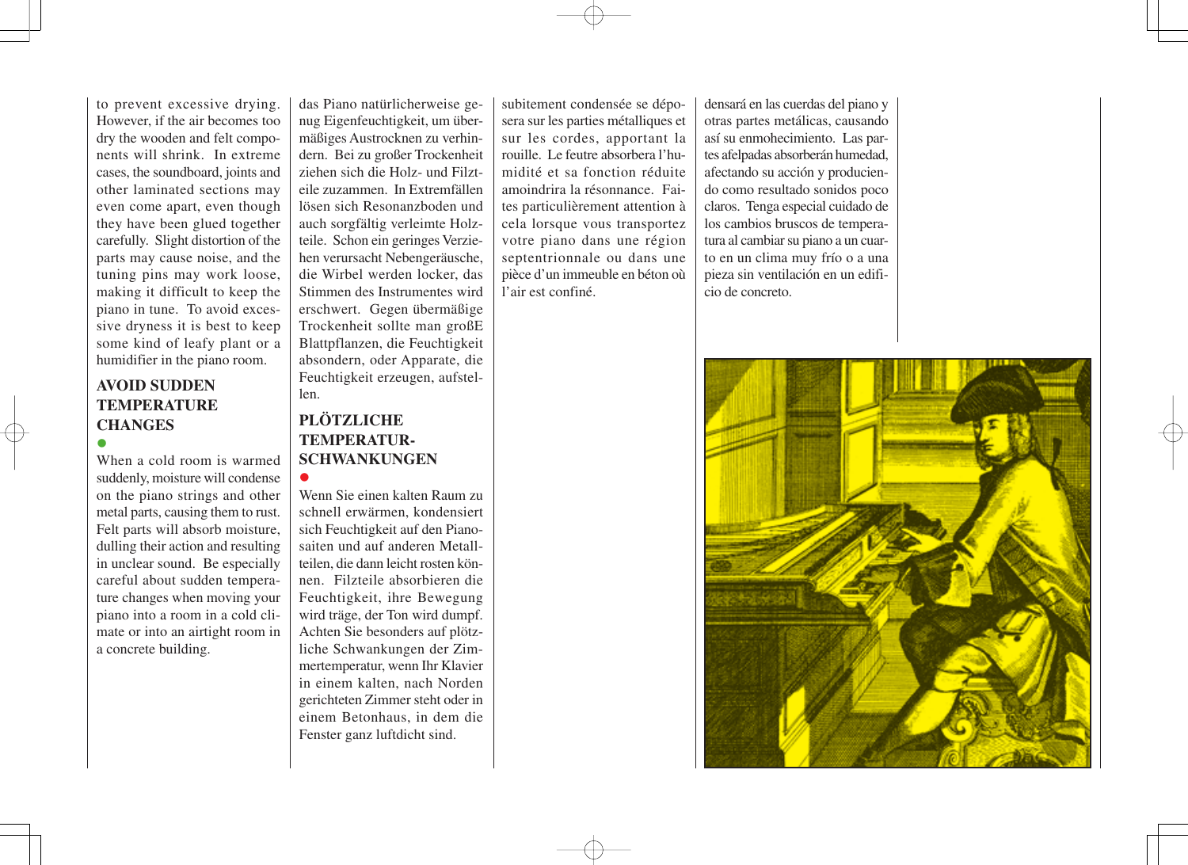to prevent excessive drying. However, if the air becomes too dry the wooden and felt components will shrink. In extreme cases, the soundboard, joints and other laminated sections may even come apart, even though they have been glued together carefully. Slight distortion of the parts may cause noise, and the tuning pins may work loose, making it difficult to keep the piano in tune. To avoid excessive dryness it is best to keep some kind of leafy plant or a humidifier in the piano room.

### AVOID SUDDEN TEMPERATURE CHANGES

When a cold room is warmed suddenly, moisture will condense on the piano strings and other metal parts, causing them to rust. Felt parts will absorb moisture, dulling their action and resulting in unclear sound. Be especially careful about sudden temperature changes when moving your piano into a room in a cold climate or into an airtight room in a concrete building.

das Piano natürlicherweise genug Eigenfeuchtigkeit, um übermäßiges Austrocknen zu verhindern. Bei zu großer Trockenheit ziehen sich die Holz- und Filzteile zusammen. In Extremfällen lösen sich Resonanzboden und auch sorgfältig verleimte Holzteile. Schon ein geringes Verziehen verursacht Nebengeräusche, die Wirbel werden locker, das Stimmen des Instrumentes wird erschwert. Gegen übermäßige Trockenheit sollte man großE Blattpflanzen, die Feuchtigkeit absondern, oder Apparate, die Feuchtigkeit erzeugen, aufstellen.

### PLÖTZLICHE TEMPERATUR-SCHWANKUNGEN

Wenn Sie einen kalten Raum zu schnell erwärmen, kondensiert sich Feuchtigkeit auf den Pianosaiten und auf anderen Metallteilen, die dann leicht rosten können. Filzteile absorbieren die Feuchtigkeit, ihre Bewegung wird träge, der Ton wird dumpf. Achten Sie besonders auf plötzliche Schwankungen der Zimmertemperatur, wenn Ihr Klavier in einem kalten, nach Norden gerichteten Zimmer steht oder in einem Betonhaus, in dem die Fenster ganz luftdicht sind.

subitement condensée se déposera sur les parties métalliques et sur les cordes, apportant la rouille. Le feutre absorbera l'humidité et sa fonction réduite amoindrira la résonnance. Faites particulièrement attention à cela lorsque vous transportez votre piano dans une région septentrionnale ou dans une pièce d'un immeuble en béton où l'air est confiné.

densará en las cuerdas del piano y otras partes metálicas, causando así su enmohecimiento. Las partes afelpadas absorberán humedad, afectando su acción y produciendo como resultado sonidos poco claros. Tenga especial cuidado de los cambios bruscos de temperatura al cambiar su piano a un cuarto en un clima muy frío o a una pieza sin ventilación en un edificio de concreto.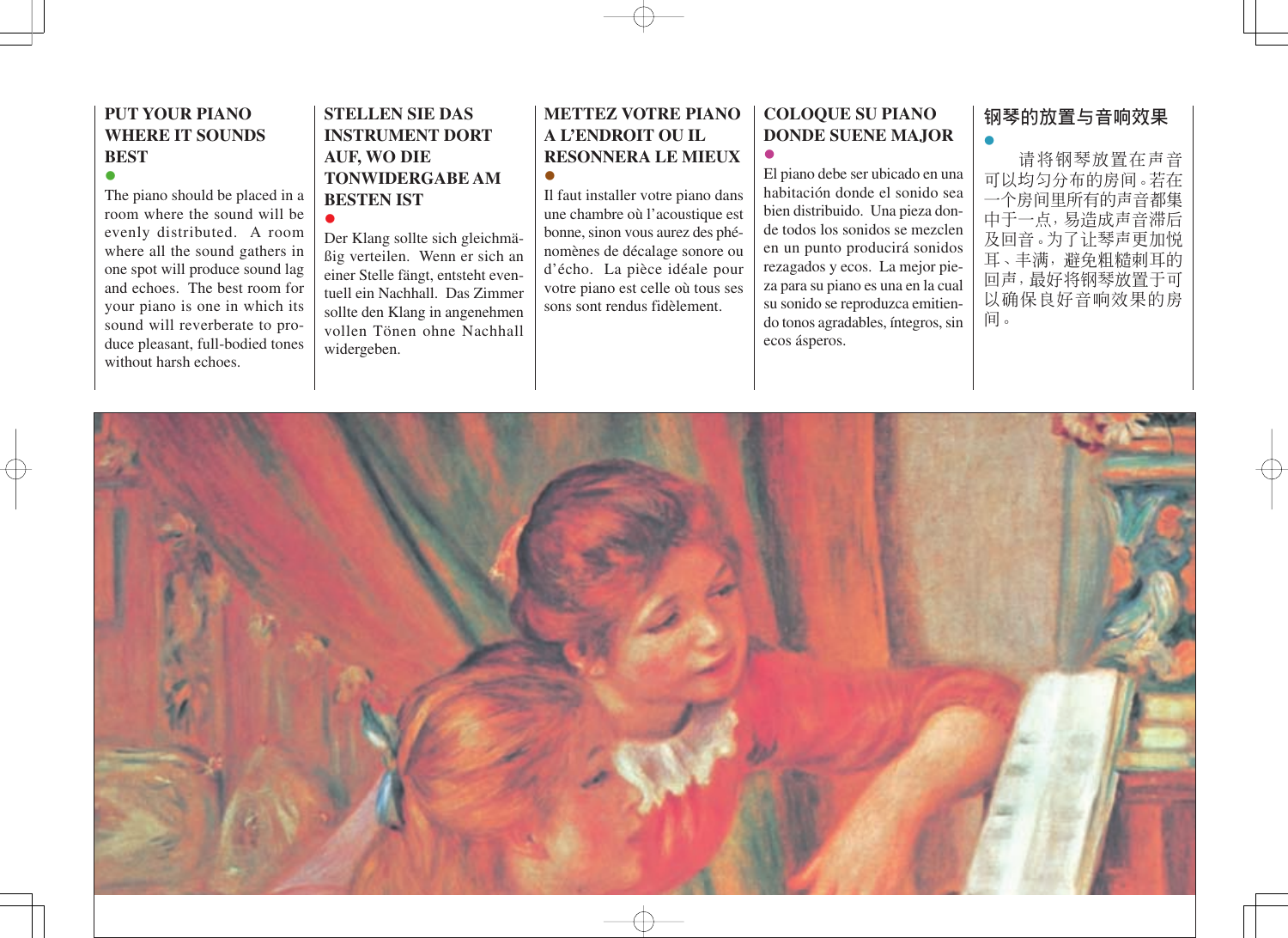## PUT YOUR PIANO WHERE IT SOUNDS BEST

The piano should be placed in a room where the sound will be evenly distributed. A room where all the sound gathers in one spot will produce sound lag and echoes. The best room for your piano is one in which its sound will reverberate to produce pleasant, full-bodied tones without harsh echoes.

## STELLEN SIE DAS INSTRUMENT DORT AUF, WO DIE TONWIDERGABE AM BESTEN IST

Der Klang sollte sich gleichmäßig verteilen. Wenn er sich an einer Stelle fängt, entsteht eventuell ein Nachhall. Das Zimmer sollte den Klang in angenehmen vollen Tönen ohne Nachhall widergeben.

## METTEZ VOTRE PIANO A L'ENDROIT OU IL RESONNERA LE MIEUX

Il faut installer votre piano dans une chambre où l'acoustique est bonne, sinon vous aurez des phénomènes de décalage sonore ou d'écho. La pièce idéale pour votre piano est celle où tous ses sons sont rendus fidèlement.

## COLOQUE SU PIANO DONDE SUENE MAJOR

El piano debe ser ubicado en una habitación donde el sonido sea bien distribuido. Una pieza donde todos los sonidos se mezclen en un punto producirá sonidos rezagados y ecos. La mejor pieza para su piano es una en la cual su sonido se reproduzca emitiendo tonos agradables, íntegros, sin ecos ásperos.

## 钢琴的放置与音响效果

请将钢琴放置在声音可以均匀分布的房间。若在一个房间里所有的声音都集中于一点，易造成声音滞后及回音。为了让琴声更加悦耳、丰满，避免粗糙刺耳的回声，最好将钢琴放置于可以确保良好音响效果的房间。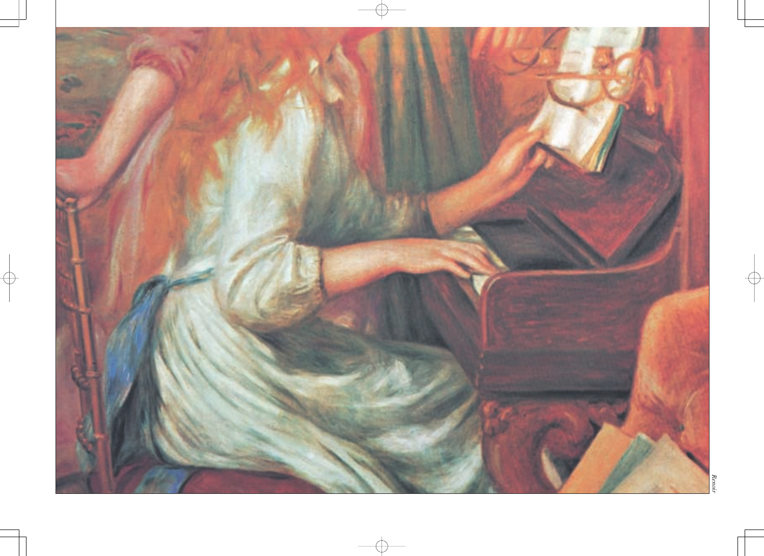*Renoir*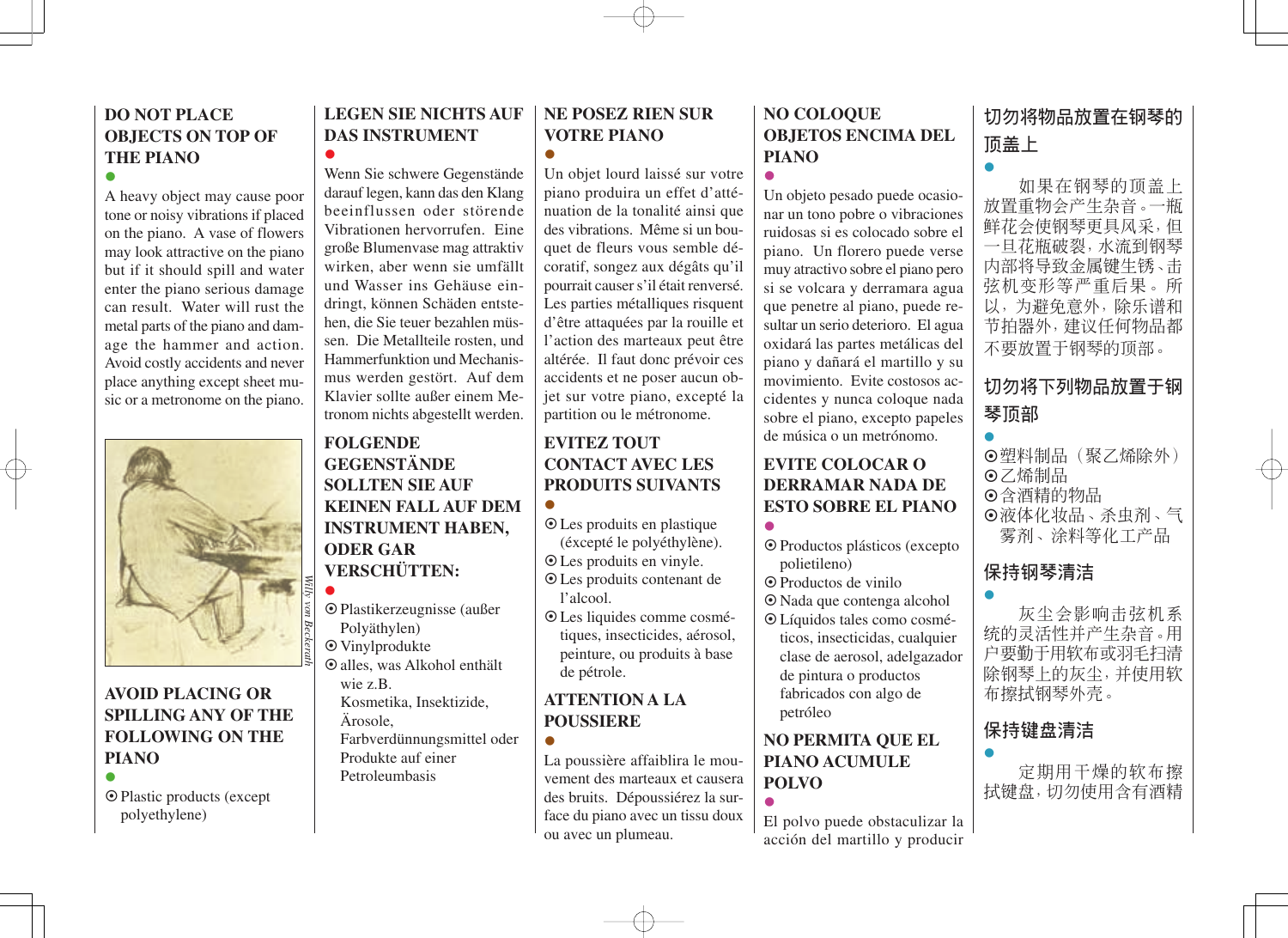## DO NOT PLACE OBJECTS ON TOP OF THE PIANO

●

A heavy object may cause poor tone or noisy vibrations if placed on the piano. A vase of flowers may look attractive on the piano but if it should spill and water enter the piano serious damage can result. Water will rust the metal parts of the piano and damage the hammer and action. Avoid costly accidents and never place anything except sheet music or a metronome on the piano.

*Willy von Beckerath*

## AVOID PLACING OR SPILLING ANY OF THE FOLLOWING ON THE PIANO

●

⦿ Plastic products (except polyethylene)

## LEGEN SIE NICHTS AUF DAS INSTRUMENT

●

Wenn Sie schwere Gegenstände darauf legen, kann das den Klang beeinflussen oder störende Vibrationen hervorrufen. Eine große Blumenvase mag attraktiv wirken, aber wenn sie umfällt und Wasser ins Gehäuse eindringt, können Schäden entstehen, die Sie teuer bezahlen müssen. Die Metallteile rosten, und Hammerfunktion und Mechanismus werden gestört. Auf dem Klavier sollte außer einem Metronom nichts abgestellt werden.

## FOLGENDE GEGENSTÄNDE SOLLTEN SIE AUF KEINEN FALL AUF DEM INSTRUMENT HABEN, ODER GAR VERSCHÜTTEN:

●

⦿ Plastikerzeugnisse (außer Polyäthylen)
⦿ Vinylprodukte
⦿ alles, was Alkohol enthält wie z.B. Kosmetika, Insektizide, Ärosole, Farbverdünnungsmittel oder Produkte auf einer Petroleumbasis

## NE POSEZ RIEN SUR VOTRE PIANO

●

Un objet lourd laissé sur votre piano produira un effet d'atténuation de la tonalité ainsi que des vibrations. Même si un bouquet de fleurs vous semble décoratif, songez aux dégâts qu'il pourrait causer s'il était renversé. Les parties métalliques risquent d'être attaquées par la rouille et l'action des marteaux peut être altérée. Il faut donc prévoir ces accidents et ne poser aucun objet sur votre piano, excepté la partition ou le métronome.

## EVITEZ TOUT CONTACT AVEC LES PRODUITS SUIVANTS

●

⦿ Les produits en plastique (excépté le polyéthylène).
⦿ Les produits en vinyle.
⦿ Les produits contenant de l'alcool.
⦿ Les liquides comme cosmétiques, insecticides, aérosol, peinture, ou produits à base de pétrole.

## ATTENTION A LA POUSSIERE

●

La poussière affaiblira le mouvement des marteaux et causera des bruits. Dépoussiérez la surface du piano avec un tissu doux ou avec un plumeau.

## NO COLOQUE OBJETOS ENCIMA DEL PIANO

●

Un objeto pesado puede ocasionar un tono pobre o vibraciones ruidosas si es colocado sobre el piano. Un florero puede verse muy atractivo sobre el piano pero si se volcara y derramara agua que penetre al piano, puede resultar un serio deterioro. El agua oxidará las partes metálicas del piano y dañará el martillo y su movimiento. Evite costosos accidentes y nunca coloque nada sobre el piano, excepto papeles de música o un metrónomo.

## EVITE COLOCAR O DERRAMAR NADA DE ESTO SOBRE EL PIANO

●

⦿ Productos plásticos (excepto polietileno)
⦿ Productos de vinilo
⦿ Nada que contenga alcohol
⦿ Líquidos tales como cosméticos, insecticidas, cualquier clase de aerosol, adelgazador de pintura o productos fabricados con algo de petróleo

## NO PERMITA QUE EL PIANO ACUMULE POLVO

●

El polvo puede obstaculizar la acción del martillo y producir

## 切勿将物品放置在钢琴的顶盖上

●

如果在钢琴的顶盖上放置重物会产生杂音。一瓶鲜花会使钢琴更具风采，但一旦花瓶破裂，水流到钢琴内部将导致金属键生锈、击弦机变形等严重后果。所以，为避免意外，除乐谱和节拍器外，建议任何物品都不要放置于钢琴的顶部。

## 切勿将下列物品放置于钢琴顶部

●

⦿塑料制品（聚乙烯除外）
⦿乙烯制品
⦿含酒精的物品
⦿液体化妆品、杀虫剂、气雾剂、涂料等化工产品

## 保持钢琴清洁

●

灰尘会影响击弦机系统的灵活性并产生杂音。用户要勤于用软布或羽毛扫清除钢琴上的灰尘，并使用软布擦拭钢琴外壳。

## 保持键盘清洁

●

定期用干燥的软布擦拭键盘，切勿使用含有酒精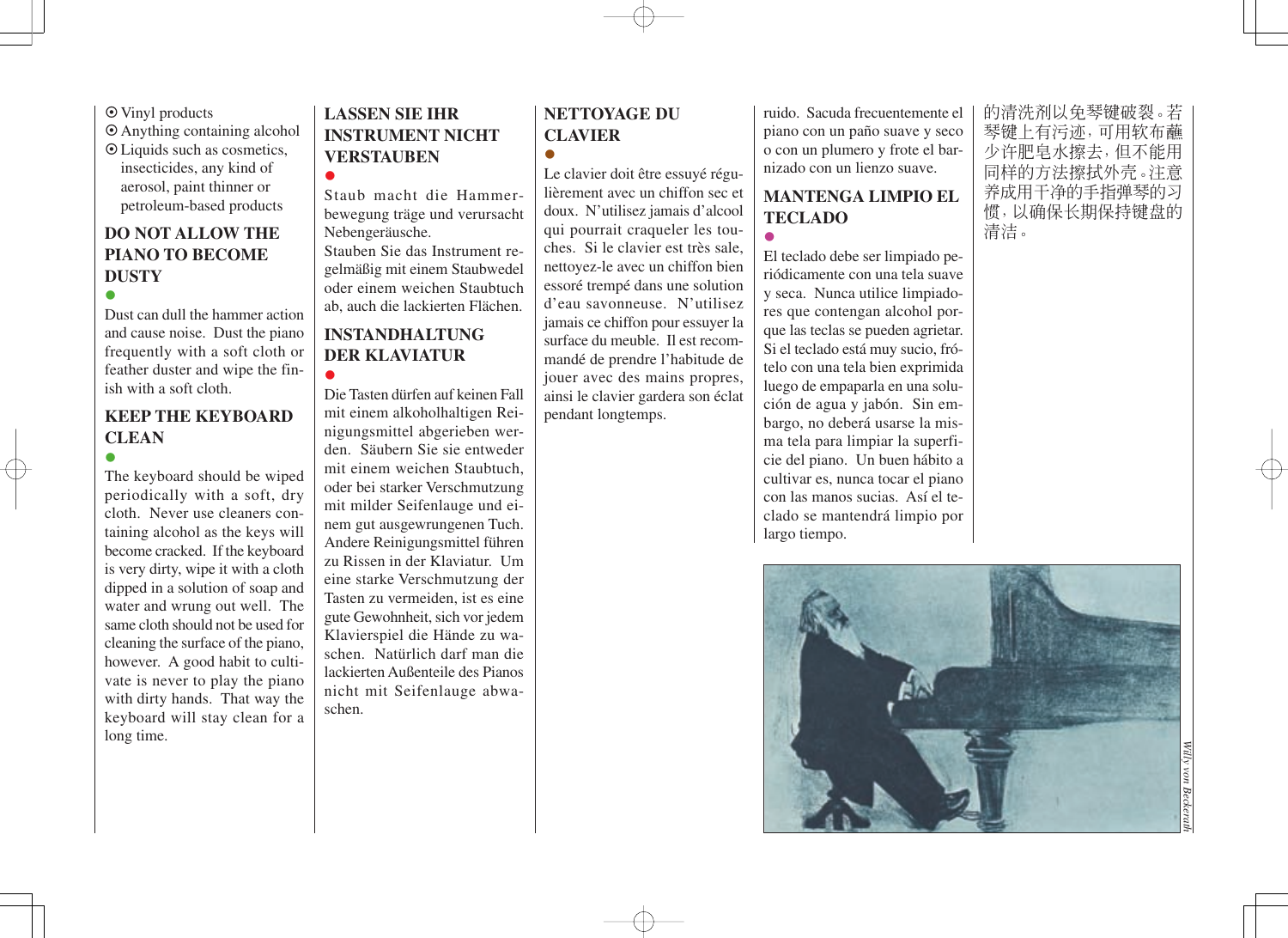- Vinyl products
- Anything containing alcohol
- Liquids such as cosmetics, insecticides, any kind of aerosol, paint thinner or petroleum-based products

## DO NOT ALLOW THE PIANO TO BECOME DUSTY

Dust can dull the hammer action and cause noise. Dust the piano frequently with a soft cloth or feather duster and wipe the finish with a soft cloth.

## KEEP THE KEYBOARD CLEAN

The keyboard should be wiped periodically with a soft, dry cloth. Never use cleaners containing alcohol as the keys will become cracked. If the keyboard is very dirty, wipe it with a cloth dipped in a solution of soap and water and wrung out well. The same cloth should not be used for cleaning the surface of the piano, however. A good habit to cultivate is never to play the piano with dirty hands. That way the keyboard will stay clean for a long time.

## LASSEN SIE IHR INSTRUMENT NICHT VERSTAUBEN

Staub macht die Hammerbewegung träge und verursacht Nebengeräusche.
Stauben Sie das Instrument regelmäßig mit einem Staubwedel oder einem weichen Staubtuch ab, auch die lackierten Flächen.

## INSTANDHALTUNG DER KLAVIATUR

Die Tasten dürfen auf keinen Fall mit einem alkoholhaltigen Reinigungsmittel abgerieben werden. Säubern Sie sie entweder mit einem weichen Staubtuch, oder bei starker Verschmutzung mit milder Seifenlauge und einem gut ausgewrungenen Tuch. Andere Reinigungsmittel führen zu Rissen in der Klaviatur. Um eine starke Verschmutzung der Tasten zu vermeiden, ist es eine gute Gewohnheit, sich vor jedem Klavierspiel die Hände zu waschen. Natürlich darf man die lackierten Außenteile des Pianos nicht mit Seifenlauge abwaschen.

## NETTOYAGE DU CLAVIER

Le clavier doit être essuyé régulièrement avec un chiffon sec et doux. N'utilisez jamais d'alcool qui pourrait craqueler les touches. Si le clavier est très sale, nettoyez-le avec un chiffon bien essoré trempé dans une solution d'eau savonneuse. N'utilisez jamais ce chiffon pour essuyer la surface du meuble. Il est recommandé de prendre l'habitude de jouer avec des mains propres, ainsi le clavier gardera son éclat pendant longtemps.

ruido. Sacuda frecuentemente el piano con un paño suave y seco o con un plumero y frote el barnizado con un lienzo suave.

## MANTENGA LIMPIO EL TECLADO

El teclado debe ser limpiado periódicamente con una tela suave y seca. Nunca utilice limpiadores que contengan alcohol porque las teclas se pueden agrietar. Si el teclado está muy sucio, frótelo con una tela bien exprimida luego de empaparla en una solución de agua y jabón. Sin embargo, no deberá usarse la misma tela para limpiar la superficie del piano. Un buen hábito a cultivar es, nunca tocar el piano con las manos sucias. Así el teclado se mantendrá limpio por largo tiempo.

的清洗剂以免琴键破裂。若琴键上有污迹，可用软布蘸少许肥皂水擦去，但不能用同样的方法擦拭外壳。注意养成用干净的手指弹琴的习惯，以确保长期保持键盘的清洁。

Willy von Beckerath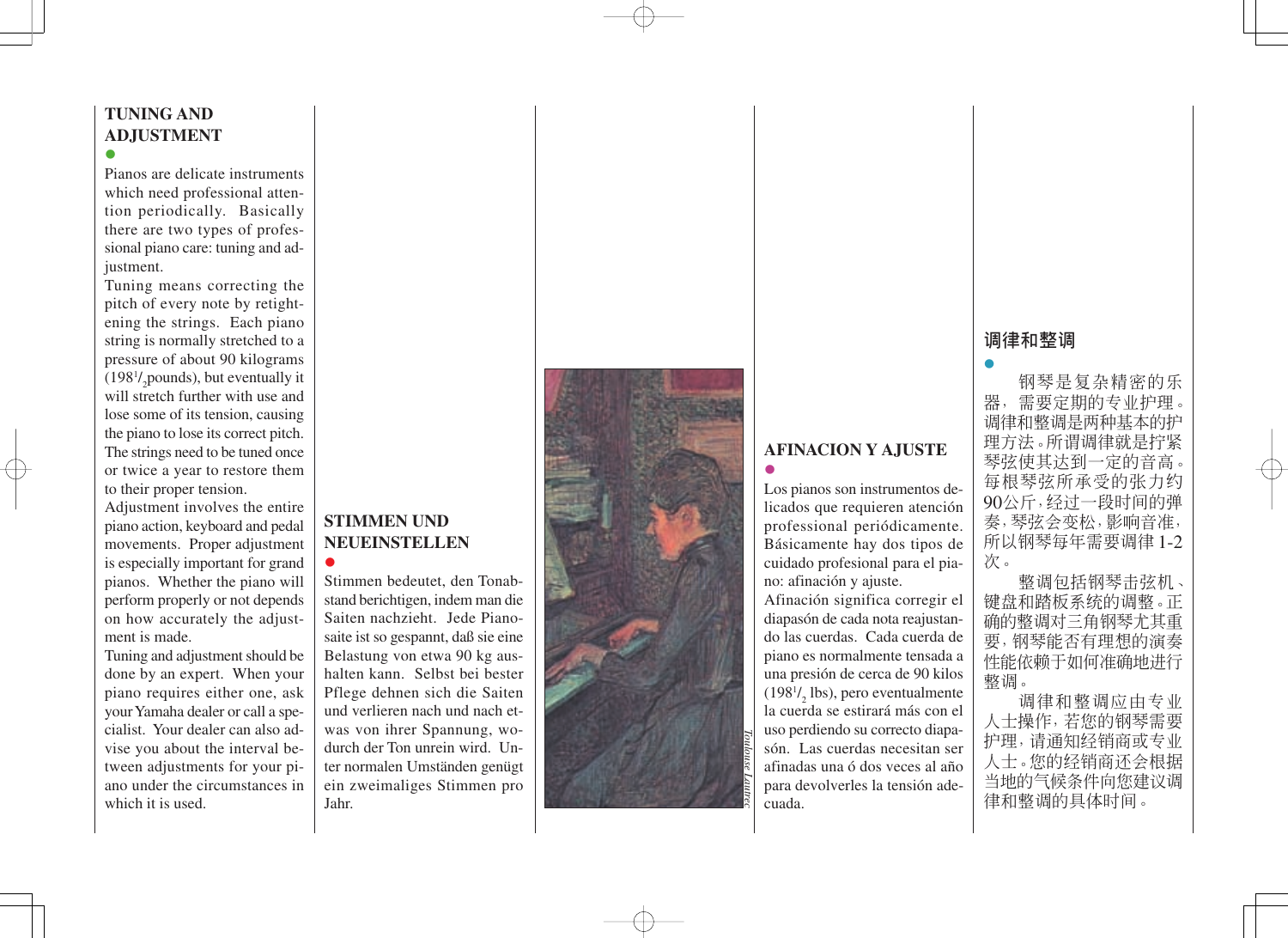## TUNING AND ADJUSTMENT

●

Pianos are delicate instruments which need professional attention periodically. Basically there are two types of professional piano care: tuning and adjustment.

Tuning means correcting the pitch of every note by retightening the strings. Each piano string is normally stretched to a pressure of about 90 kilograms (198 1/2 pounds), but eventually it will stretch further with use and lose some of its tension, causing the piano to lose its correct pitch. The strings need to be tuned once or twice a year to restore them to their proper tension.

Adjustment involves the entire piano action, keyboard and pedal movements. Proper adjustment is especially important for grand pianos. Whether the piano will perform properly or not depends on how accurately the adjustment is made.

Tuning and adjustment should be done by an expert. When your piano requires either one, ask your Yamaha dealer or call a specialist. Your dealer can also advise you about the interval between adjustments for your piano under the circumstances in which it is used.

## STIMMEN UND NEUEINSTELLEN

●

Stimmen bedeutet, den Tonabstand berichtigen, indem man die Saiten nachzieht. Jede Pianosaite ist so gespannt, daß sie eine Belastung von etwa 90 kg aushalten kann. Selbst bei bester Pflege dehnen sich die Saiten und verlieren nach und nach etwas von ihrer Spannung, wodurch der Ton unrein wird. Unter normalen Umständen genügt ein zweimaliges Stimmen pro Jahr.

*Toulouse Lautrec*

## AFINACION Y AJUSTE

●

Los pianos son instrumentos delicados que requieren atención professional periódicamente. Básicamente hay dos tipos de cuidado profesional para el piano: afinación y ajuste.

Afinación significa corregir el diapasón de cada nota reajustando las cuerdas. Cada cuerda de piano es normalmente tensada a una presión de cerca de 90 kilos (198 1/2 lbs), pero eventualmente la cuerda se estirará más con el uso perdiendo su correcto diapasón. Las cuerdas necesitan ser afinadas una ó dos veces al año para devolverles la tensión adecuada.

## 调律和整调

●

钢琴是复杂精密的乐器，需要定期的专业护理。调律和整调是两种基本的护理方法。所谓调律就是拧紧琴弦使其达到一定的音高。每根琴弦所承受的张力约90公斤，经过一段时间的弹奏，琴弦会变松，影响音准，所以钢琴每年需要调律1-2次。

整调包括钢琴击弦机、键盘和踏板系统的调整。正确的整调对三角钢琴尤其重要，钢琴能否有理想的演奏性能依赖于如何准确地进行整调。

调律和整调应由专业人士操作，若您的钢琴需要护理，请通知经销商或专业人士。您的经销商还会根据当地的气候条件向您建议调律和整调的具体时间。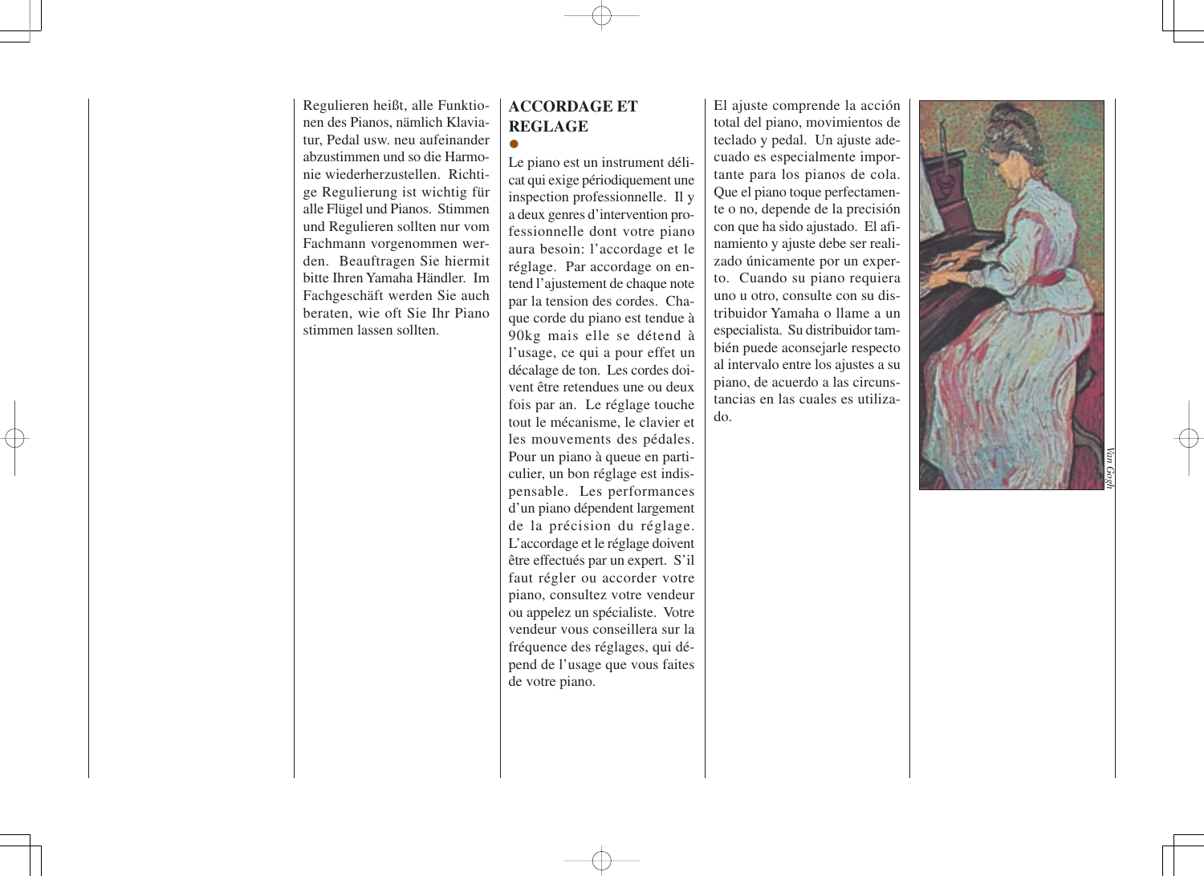Regulieren heißt, alle Funktionen des Pianos, nämlich Klaviatur, Pedal usw. neu aufeinander abzustimmen und so die Harmonie wiederherzustellen. Richtige Regulierung ist wichtig für alle Flügel und Pianos. Stimmen und Regulieren sollten nur vom Fachmann vorgenommen werden. Beauftragen Sie hiermit bitte Ihren Yamaha Händler. Im Fachgeschäft werden Sie auch beraten, wie oft Sie Ihr Piano stimmen lassen sollten.

## ACCORDAGE ET REGLAGE

●

Le piano est un instrument délicat qui exige périodiquement une inspection professionnelle. Il y a deux genres d'intervention professionnelle dont votre piano aura besoin: l'accordage et le réglage. Par accordage on entend l'ajustement de chaque note par la tension des cordes. Chaque corde du piano est tendue à 90kg mais elle se détend à l'usage, ce qui a pour effet un décalage de ton. Les cordes doivent être retendues une ou deux fois par an. Le réglage touche tout le mécanisme, le clavier et les mouvements des pédales. Pour un piano à queue en particulier, un bon réglage est indispensable. Les performances d'un piano dépendent largement de la précision du réglage. L'accordage et le réglage doivent être effectués par un expert. S'il faut régler ou accorder votre piano, consultez votre vendeur ou appelez un spécialiste. Votre vendeur vous conseillera sur la fréquence des réglages, qui dépend de l'usage que vous faites de votre piano.

El ajuste comprende la acción total del piano, movimientos de teclado y pedal. Un ajuste adecuado es especialmente importante para los pianos de cola. Que el piano toque perfectamente o no, depende de la precisión con que ha sido ajustado. El afinamiento y ajuste debe ser realizado únicamente por un experto. Cuando su piano requiera uno u otro, consulte con su distribuidor Yamaha o llame a un especialista. Su distribuidor también puede aconsejarle respecto al intervalo entre los ajustes a su piano, de acuerdo a las circunstancias en las cuales es utilizado.

*Van Gogh*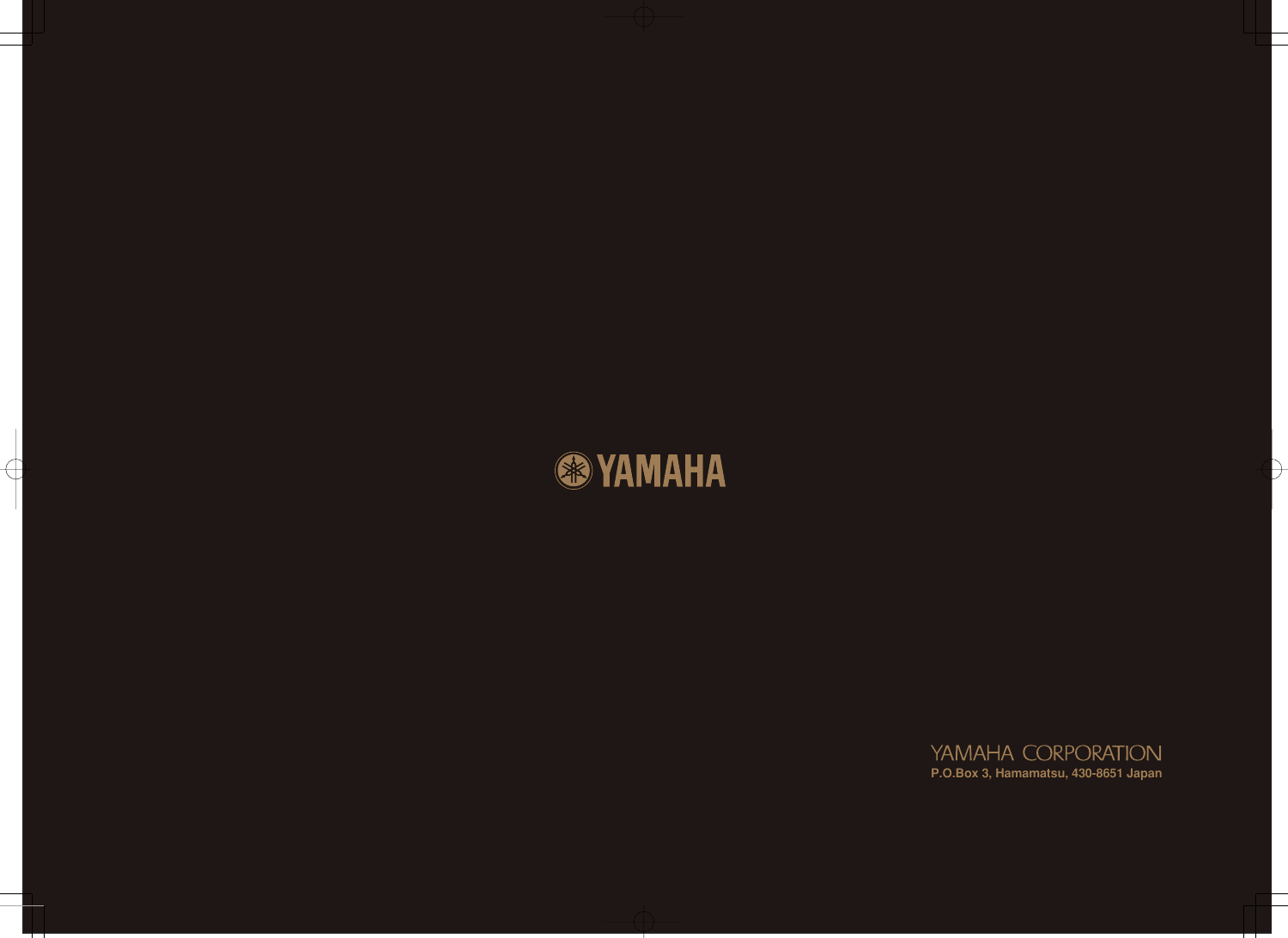YAMAHA

YAMAHA CORPORATION

**P.O.Box 3, Hamamatsu, 430-8651 Japan**